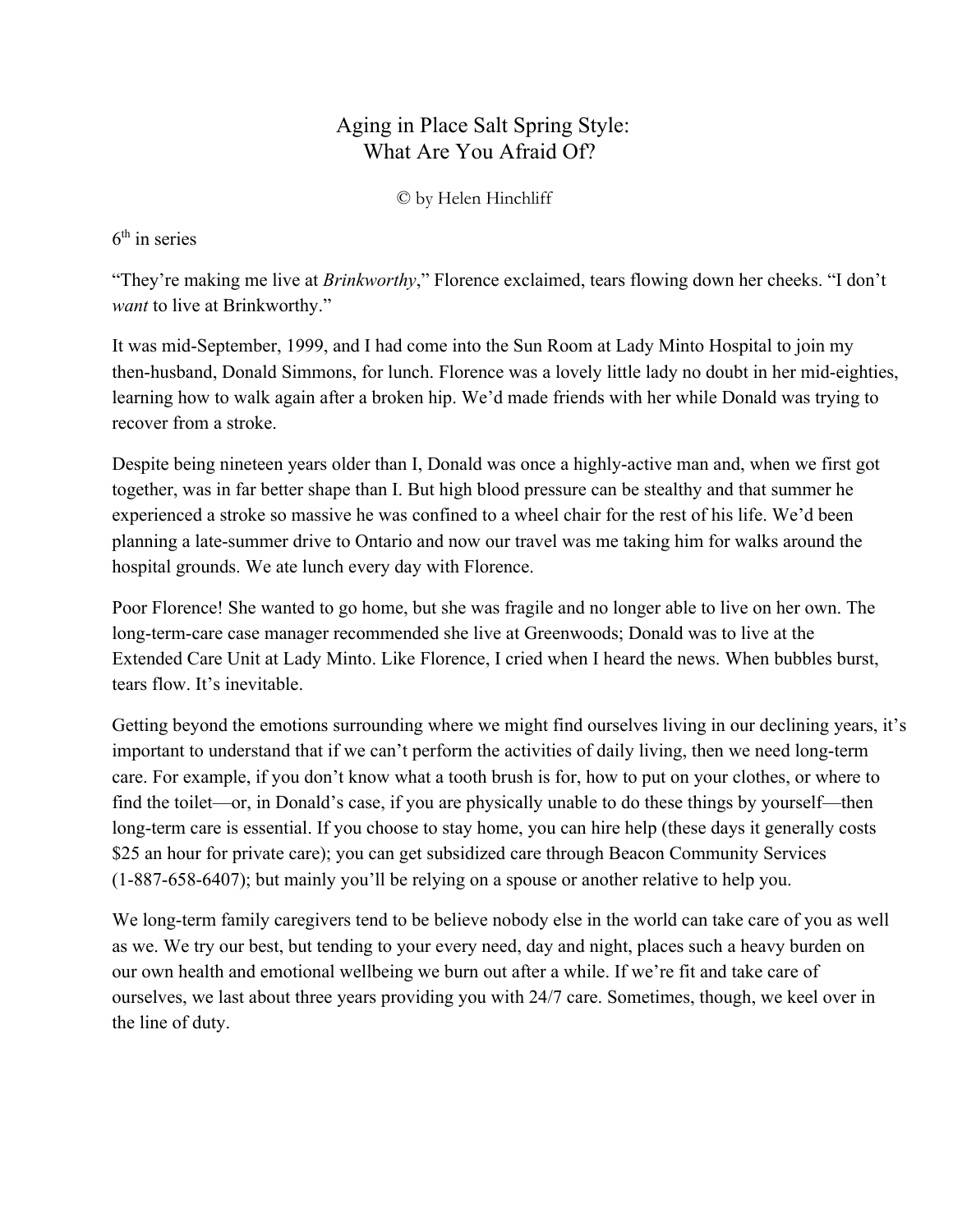# Aging in Place Salt Spring Style:
# What Are You Afraid Of?

© by Helen Hinchliff

6th in series

"They're making me live at *Brinkworthy*," Florence exclaimed, tears flowing down her cheeks. "I don't *want* to live at Brinkworthy."

It was mid-September, 1999, and I had come into the Sun Room at Lady Minto Hospital to join my then-husband, Donald Simmons, for lunch. Florence was a lovely little lady no doubt in her mid-eighties, learning how to walk again after a broken hip. We'd made friends with her while Donald was trying to recover from a stroke.

Despite being nineteen years older than I, Donald was once a highly-active man and, when we first got together, was in far better shape than I. But high blood pressure can be stealthy and that summer he experienced a stroke so massive he was confined to a wheel chair for the rest of his life. We'd been planning a late-summer drive to Ontario and now our travel was me taking him for walks around the hospital grounds. We ate lunch every day with Florence.

Poor Florence! She wanted to go home, but she was fragile and no longer able to live on her own. The long-term-care case manager recommended she live at Greenwoods; Donald was to live at the Extended Care Unit at Lady Minto. Like Florence, I cried when I heard the news. When bubbles burst, tears flow. It's inevitable.

Getting beyond the emotions surrounding where we might find ourselves living in our declining years, it's important to understand that if we can't perform the activities of daily living, then we need long-term care. For example, if you don't know what a tooth brush is for, how to put on your clothes, or where to find the toilet—or, in Donald's case, if you are physically unable to do these things by yourself—then long-term care is essential. If you choose to stay home, you can hire help (these days it generally costs $25 an hour for private care); you can get subsidized care through Beacon Community Services (1-887-658-6407); but mainly you'll be relying on a spouse or another relative to help you.

We long-term family caregivers tend to be believe nobody else in the world can take care of you as well as we. We try our best, but tending to your every need, day and night, places such a heavy burden on our own health and emotional wellbeing we burn out after a while. If we're fit and take care of ourselves, we last about three years providing you with 24/7 care. Sometimes, though, we keel over in the line of duty.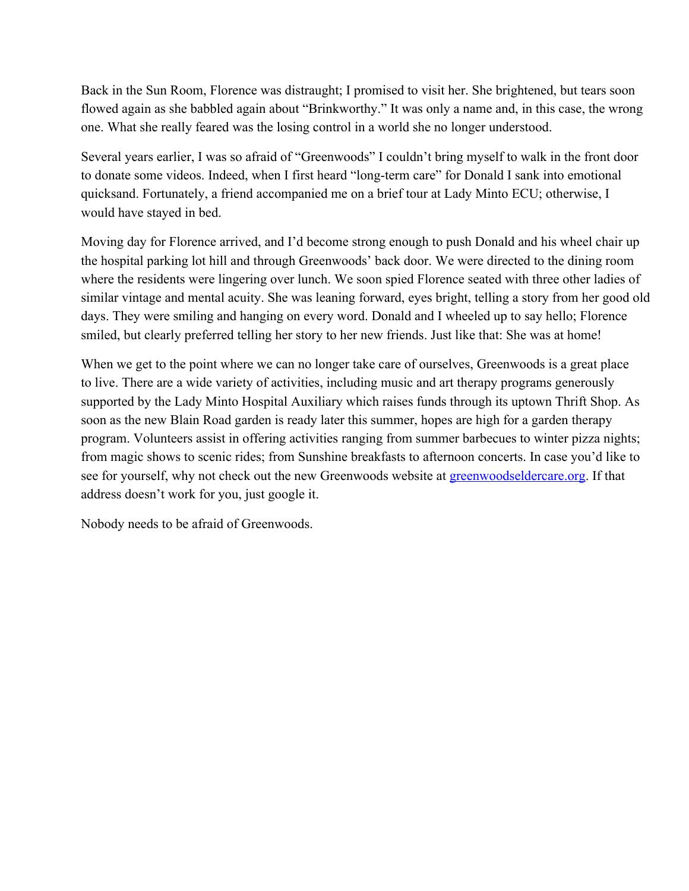Back in the Sun Room, Florence was distraught; I promised to visit her. She brightened, but tears soon flowed again as she babbled again about "Brinkworthy." It was only a name and, in this case, the wrong one. What she really feared was the losing control in a world she no longer understood.

Several years earlier, I was so afraid of "Greenwoods" I couldn't bring myself to walk in the front door to donate some videos. Indeed, when I first heard "long-term care" for Donald I sank into emotional quicksand. Fortunately, a friend accompanied me on a brief tour at Lady Minto ECU; otherwise, I would have stayed in bed.

Moving day for Florence arrived, and I'd become strong enough to push Donald and his wheel chair up the hospital parking lot hill and through Greenwoods' back door. We were directed to the dining room where the residents were lingering over lunch. We soon spied Florence seated with three other ladies of similar vintage and mental acuity. She was leaning forward, eyes bright, telling a story from her good old days. They were smiling and hanging on every word. Donald and I wheeled up to say hello; Florence smiled, but clearly preferred telling her story to her new friends. Just like that: She was at home!

When we get to the point where we can no longer take care of ourselves, Greenwoods is a great place to live. There are a wide variety of activities, including music and art therapy programs generously supported by the Lady Minto Hospital Auxiliary which raises funds through its uptown Thrift Shop. As soon as the new Blain Road garden is ready later this summer, hopes are high for a garden therapy program. Volunteers assist in offering activities ranging from summer barbecues to winter pizza nights; from magic shows to scenic rides; from Sunshine breakfasts to afternoon concerts. In case you'd like to see for yourself, why not check out the new Greenwoods website at [greenwoodseldercare.org](http://greenwoodseldercare.org). If that address doesn't work for you, just google it.

Nobody needs to be afraid of Greenwoods.